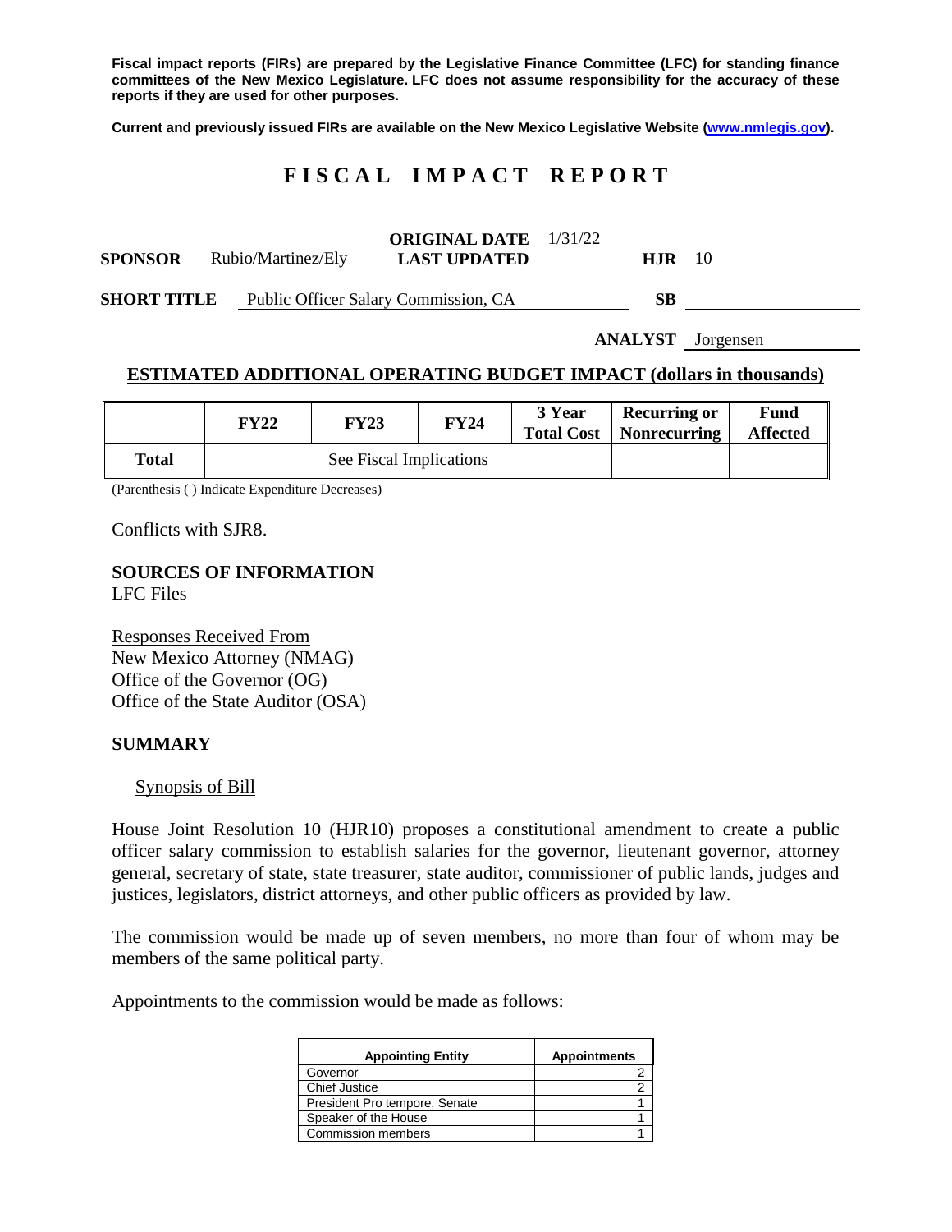**Fiscal impact reports (FIRs) are prepared by the Legislative Finance Committee (LFC) for standing finance committees of the New Mexico Legislature. LFC does not assume responsibility for the accuracy of these reports if they are used for other purposes.**

**Current and previously issued FIRs are available on the New Mexico Legislative Website (www.nmlegis.gov).**

# FISCAL IMPACT REPORT

**SPONSOR** Rubio/Martinez/Ely **ORIGINAL DATE** 1/31/22 **LAST UPDATED** **HJR** 10

**SHORT TITLE** Public Officer Salary Commission, CA **SB**

**ANALYST** Jorgensen

## ESTIMATED ADDITIONAL OPERATING BUDGET IMPACT (dollars in thousands)

| | FY22 | FY23 | FY24 | 3 Year Total Cost | Recurring or Nonrecurring | Fund Affected |
|---|---|---|---|---|---|---|
| **Total** | See Fiscal Implications | | | | | |

(Parenthesis ( ) Indicate Expenditure Decreases)

Conflicts with SJR8.

**SOURCES OF INFORMATION**
LFC Files

Responses Received From
New Mexico Attorney (NMAG)
Office of the Governor (OG)
Office of the State Auditor (OSA)

## SUMMARY

Synopsis of Bill

House Joint Resolution 10 (HJR10) proposes a constitutional amendment to create a public officer salary commission to establish salaries for the governor, lieutenant governor, attorney general, secretary of state, state treasurer, state auditor, commissioner of public lands, judges and justices, legislators, district attorneys, and other public officers as provided by law.

The commission would be made up of seven members, no more than four of whom may be members of the same political party.

Appointments to the commission would be made as follows:

| Appointing Entity | Appointments |
|---|---|
| Governor | 2 |
| Chief Justice | 2 |
| President Pro tempore, Senate | 1 |
| Speaker of the House | 1 |
| Commission members | 1 |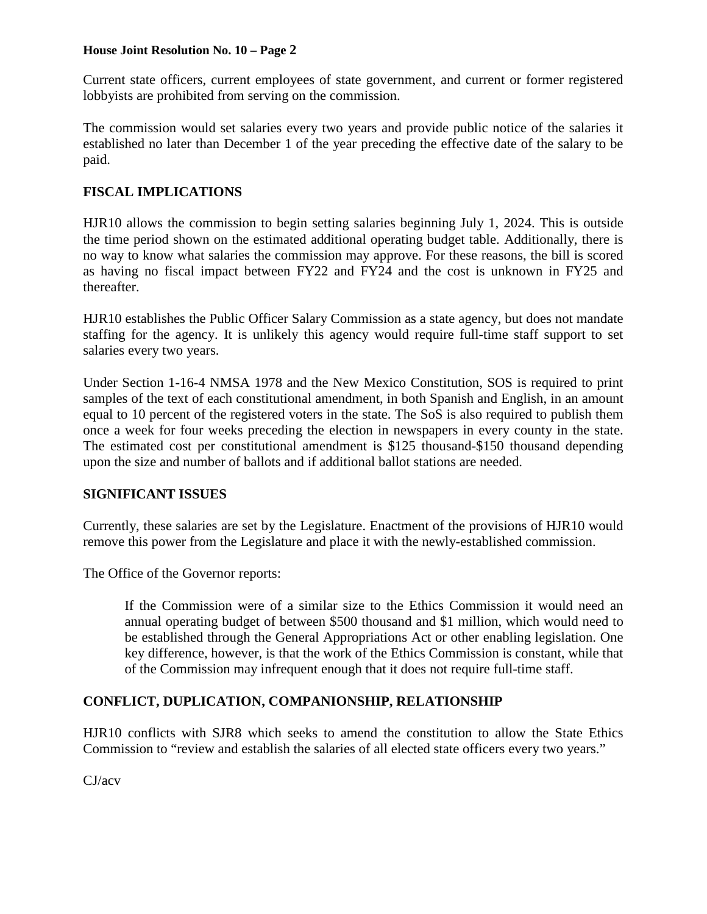Current state officers, current employees of state government, and current or former registered lobbyists are prohibited from serving on the commission.

The commission would set salaries every two years and provide public notice of the salaries it established no later than December 1 of the year preceding the effective date of the salary to be paid.

**FISCAL IMPLICATIONS**

HJR10 allows the commission to begin setting salaries beginning July 1, 2024. This is outside the time period shown on the estimated additional operating budget table. Additionally, there is no way to know what salaries the commission may approve. For these reasons, the bill is scored as having no fiscal impact between FY22 and FY24 and the cost is unknown in FY25 and thereafter.

HJR10 establishes the Public Officer Salary Commission as a state agency, but does not mandate staffing for the agency. It is unlikely this agency would require full-time staff support to set salaries every two years.

Under Section 1-16-4 NMSA 1978 and the New Mexico Constitution, SOS is required to print samples of the text of each constitutional amendment, in both Spanish and English, in an amount equal to 10 percent of the registered voters in the state. The SoS is also required to publish them once a week for four weeks preceding the election in newspapers in every county in the state. The estimated cost per constitutional amendment is $125 thousand-$150 thousand depending upon the size and number of ballots and if additional ballot stations are needed.

**SIGNIFICANT ISSUES**

Currently, these salaries are set by the Legislature. Enactment of the provisions of HJR10 would remove this power from the Legislature and place it with the newly-established commission.

The Office of the Governor reports:

> If the Commission were of a similar size to the Ethics Commission it would need an annual operating budget of between $500 thousand and $1 million, which would need to be established through the General Appropriations Act or other enabling legislation. One key difference, however, is that the work of the Ethics Commission is constant, while that of the Commission may infrequent enough that it does not require full-time staff.

**CONFLICT, DUPLICATION, COMPANIONSHIP, RELATIONSHIP**

HJR10 conflicts with SJR8 which seeks to amend the constitution to allow the State Ethics Commission to "review and establish the salaries of all elected state officers every two years."

CJ/acv